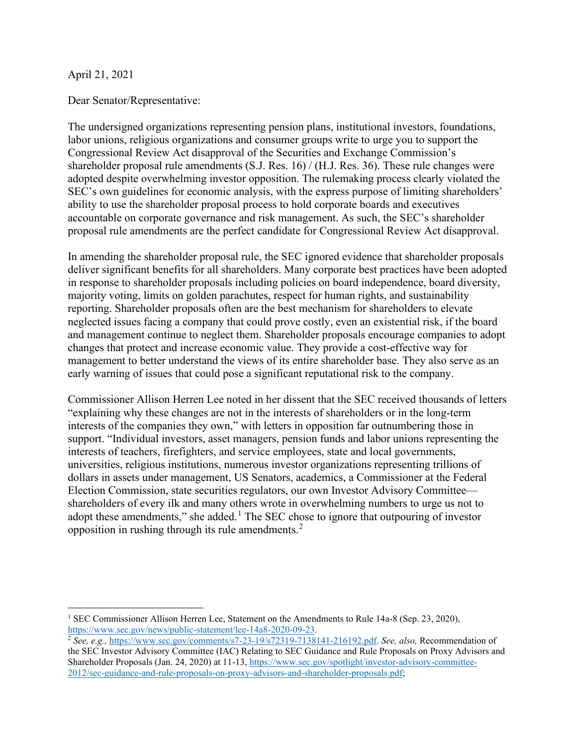April 21, 2021

Dear Senator/Representative:

The undersigned organizations representing pension plans, institutional investors, foundations, labor unions, religious organizations and consumer groups write to urge you to support the Congressional Review Act disapproval of the Securities and Exchange Commission's shareholder proposal rule amendments (S.J. Res. 16) / (H.J. Res. 36). These rule changes were adopted despite overwhelming investor opposition. The rulemaking process clearly violated the SEC's own guidelines for economic analysis, with the express purpose of limiting shareholders' ability to use the shareholder proposal process to hold corporate boards and executives accountable on corporate governance and risk management. As such, the SEC's shareholder proposal rule amendments are the perfect candidate for Congressional Review Act disapproval.

In amending the shareholder proposal rule, the SEC ignored evidence that shareholder proposals deliver significant benefits for all shareholders. Many corporate best practices have been adopted in response to shareholder proposals including policies on board independence, board diversity, majority voting, limits on golden parachutes, respect for human rights, and sustainability reporting. Shareholder proposals often are the best mechanism for shareholders to elevate neglected issues facing a company that could prove costly, even an existential risk, if the board and management continue to neglect them. Shareholder proposals encourage companies to adopt changes that protect and increase economic value. They provide a cost-effective way for management to better understand the views of its entire shareholder base. They also serve as an early warning of issues that could pose a significant reputational risk to the company.

Commissioner Allison Herren Lee noted in her dissent that the SEC received thousands of letters "explaining why these changes are not in the interests of shareholders or in the long-term interests of the companies they own," with letters in opposition far outnumbering those in support. "Individual investors, asset managers, pension funds and labor unions representing the interests of teachers, firefighters, and service employees, state and local governments, universities, religious institutions, numerous investor organizations representing trillions of dollars in assets under management, US Senators, academics, a Commissioner at the Federal Election Commission, state securities regulators, our own Investor Advisory Committee—shareholders of every ilk and many others wrote in overwhelming numbers to urge us not to adopt these amendments," she added.[1] The SEC chose to ignore that outpouring of investor opposition in rushing through its rule amendments.[2]

---

[1] SEC Commissioner Allison Herren Lee, Statement on the Amendments to Rule 14a-8 (Sep. 23, 2020), https://www.sec.gov/news/public-statement/lee-14a8-2020-09-23.

[2] *See, e.g.,* https://www.sec.gov/comments/s7-23-19/s72319-7138141-216192.pdf. *See, also,* Recommendation of the SEC Investor Advisory Committee (IAC) Relating to SEC Guidance and Rule Proposals on Proxy Advisors and Shareholder Proposals (Jan. 24, 2020) at 11-13, https://www.sec.gov/spotlight/investor-advisory-committee-2012/sec-guidance-and-rule-proposals-on-proxy-advisors-and-shareholder-proposals.pdf;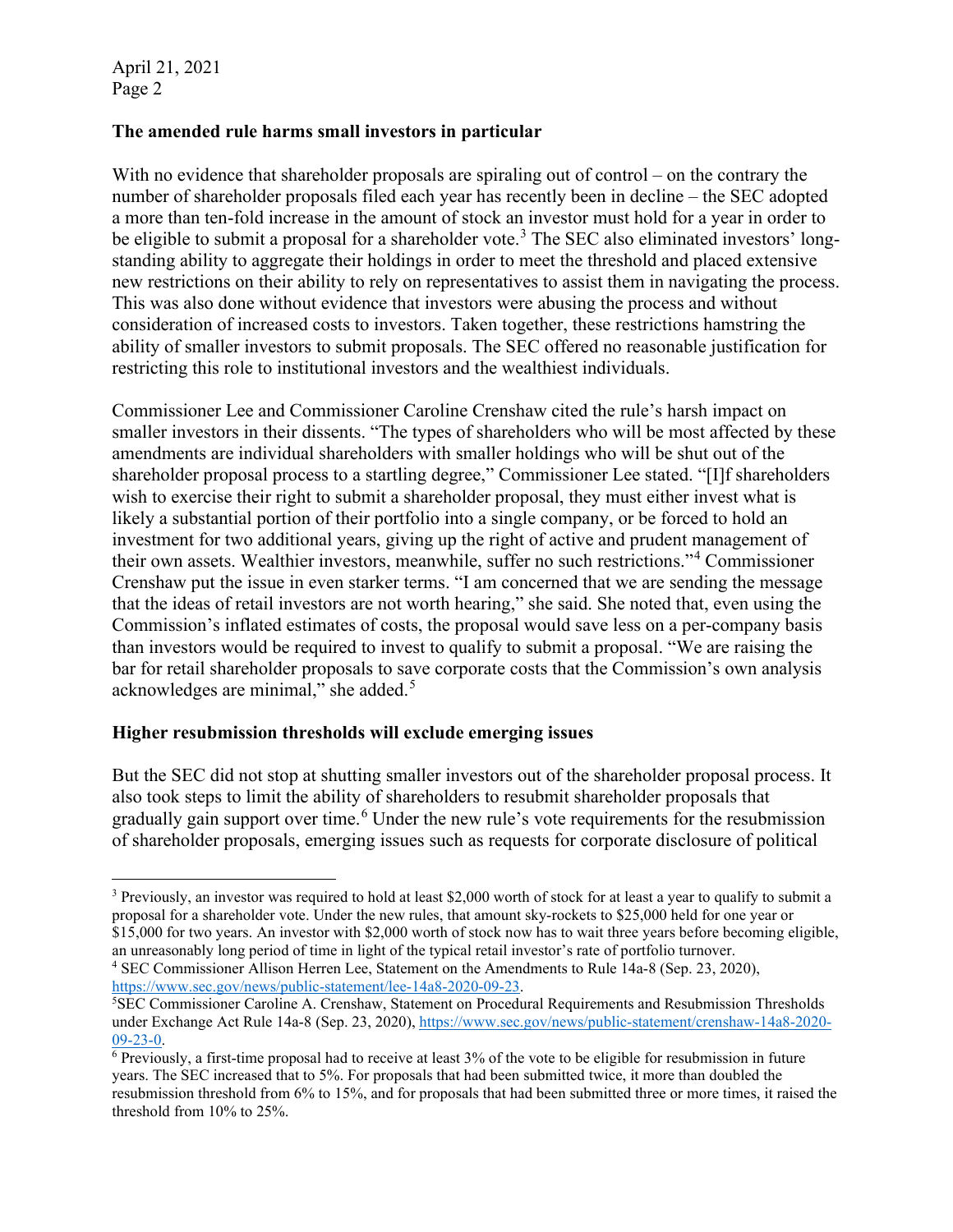**The amended rule harms small investors in particular**

With no evidence that shareholder proposals are spiraling out of control – on the contrary the number of shareholder proposals filed each year has recently been in decline – the SEC adopted a more than ten-fold increase in the amount of stock an investor must hold for a year in order to be eligible to submit a proposal for a shareholder vote.[3] The SEC also eliminated investors' long-standing ability to aggregate their holdings in order to meet the threshold and placed extensive new restrictions on their ability to rely on representatives to assist them in navigating the process. This was also done without evidence that investors were abusing the process and without consideration of increased costs to investors. Taken together, these restrictions hamstring the ability of smaller investors to submit proposals. The SEC offered no reasonable justification for restricting this role to institutional investors and the wealthiest individuals.

Commissioner Lee and Commissioner Caroline Crenshaw cited the rule's harsh impact on smaller investors in their dissents. "The types of shareholders who will be most affected by these amendments are individual shareholders with smaller holdings who will be shut out of the shareholder proposal process to a startling degree," Commissioner Lee stated. "[I]f shareholders wish to exercise their right to submit a shareholder proposal, they must either invest what is likely a substantial portion of their portfolio into a single company, or be forced to hold an investment for two additional years, giving up the right of active and prudent management of their own assets. Wealthier investors, meanwhile, suffer no such restrictions."[4] Commissioner Crenshaw put the issue in even starker terms. "I am concerned that we are sending the message that the ideas of retail investors are not worth hearing," she said. She noted that, even using the Commission's inflated estimates of costs, the proposal would save less on a per-company basis than investors would be required to invest to qualify to submit a proposal. "We are raising the bar for retail shareholder proposals to save corporate costs that the Commission's own analysis acknowledges are minimal," she added.[5]

**Higher resubmission thresholds will exclude emerging issues**

But the SEC did not stop at shutting smaller investors out of the shareholder proposal process. It also took steps to limit the ability of shareholders to resubmit shareholder proposals that gradually gain support over time.[6] Under the new rule's vote requirements for the resubmission of shareholder proposals, emerging issues such as requests for corporate disclosure of political

---

[3] Previously, an investor was required to hold at least $2,000 worth of stock for at least a year to qualify to submit a proposal for a shareholder vote. Under the new rules, that amount sky-rockets to $25,000 held for one year or $15,000 for two years. An investor with $2,000 worth of stock now has to wait three years before becoming eligible, an unreasonably long period of time in light of the typical retail investor's rate of portfolio turnover.

[4] SEC Commissioner Allison Herren Lee, Statement on the Amendments to Rule 14a-8 (Sep. 23, 2020), https://www.sec.gov/news/public-statement/lee-14a8-2020-09-23.

[5] SEC Commissioner Caroline A. Crenshaw, Statement on Procedural Requirements and Resubmission Thresholds under Exchange Act Rule 14a-8 (Sep. 23, 2020), https://www.sec.gov/news/public-statement/crenshaw-14a8-2020-09-23-0.

[6] Previously, a first-time proposal had to receive at least 3% of the vote to be eligible for resubmission in future years. The SEC increased that to 5%. For proposals that had been submitted twice, it more than doubled the resubmission threshold from 6% to 15%, and for proposals that had been submitted three or more times, it raised the threshold from 10% to 25%.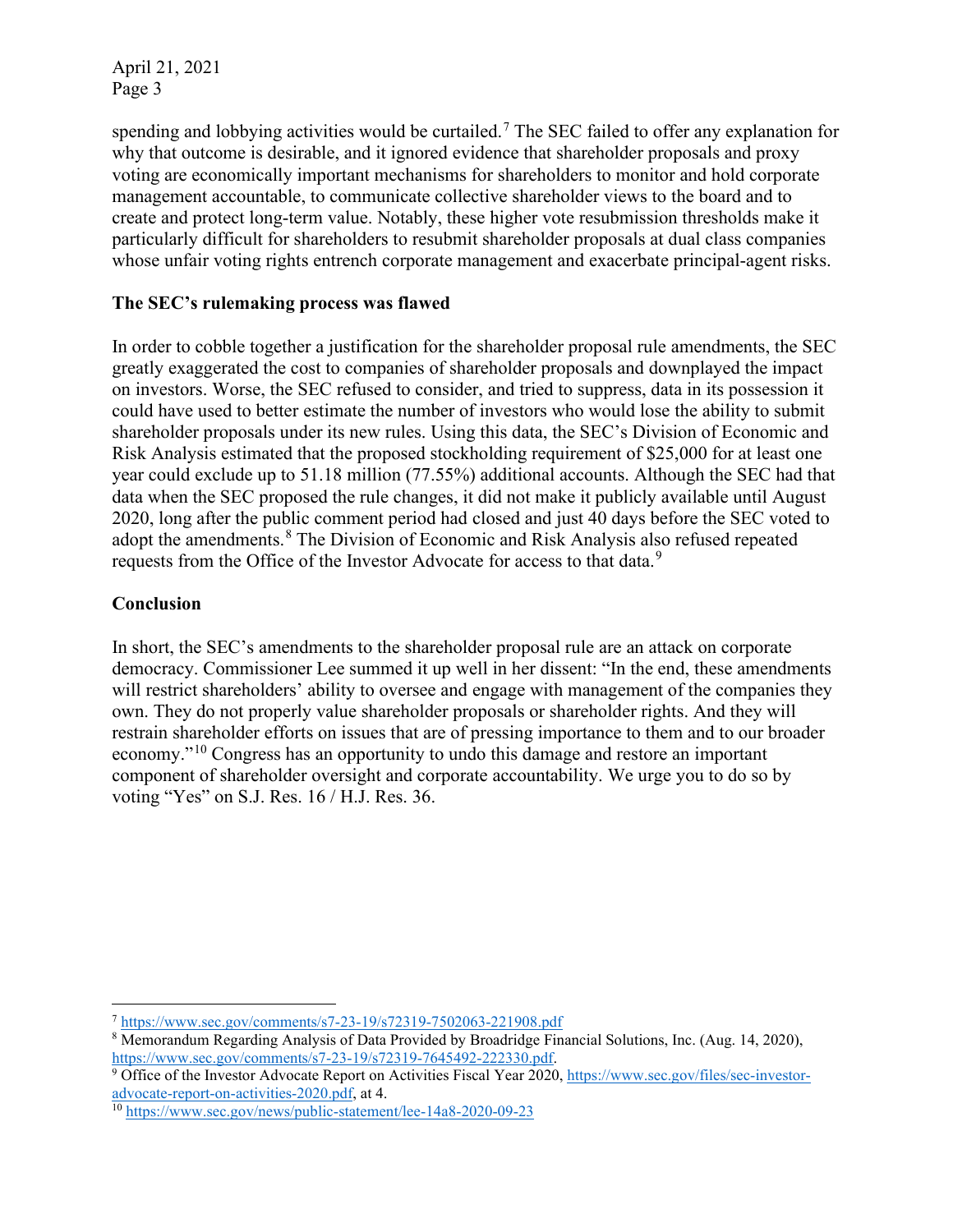spending and lobbying activities would be curtailed.[7] The SEC failed to offer any explanation for why that outcome is desirable, and it ignored evidence that shareholder proposals and proxy voting are economically important mechanisms for shareholders to monitor and hold corporate management accountable, to communicate collective shareholder views to the board and to create and protect long-term value. Notably, these higher vote resubmission thresholds make it particularly difficult for shareholders to resubmit shareholder proposals at dual class companies whose unfair voting rights entrench corporate management and exacerbate principal-agent risks.

**The SEC's rulemaking process was flawed**

In order to cobble together a justification for the shareholder proposal rule amendments, the SEC greatly exaggerated the cost to companies of shareholder proposals and downplayed the impact on investors. Worse, the SEC refused to consider, and tried to suppress, data in its possession it could have used to better estimate the number of investors who would lose the ability to submit shareholder proposals under its new rules. Using this data, the SEC's Division of Economic and Risk Analysis estimated that the proposed stockholding requirement of $25,000 for at least one year could exclude up to 51.18 million (77.55%) additional accounts. Although the SEC had that data when the SEC proposed the rule changes, it did not make it publicly available until August 2020, long after the public comment period had closed and just 40 days before the SEC voted to adopt the amendments.[8] The Division of Economic and Risk Analysis also refused repeated requests from the Office of the Investor Advocate for access to that data.[9]

**Conclusion**

In short, the SEC's amendments to the shareholder proposal rule are an attack on corporate democracy. Commissioner Lee summed it up well in her dissent: "In the end, these amendments will restrict shareholders' ability to oversee and engage with management of the companies they own. They do not properly value shareholder proposals or shareholder rights. And they will restrain shareholder efforts on issues that are of pressing importance to them and to our broader economy."[10] Congress has an opportunity to undo this damage and restore an important component of shareholder oversight and corporate accountability. We urge you to do so by voting "Yes" on S.J. Res. 16 / H.J. Res. 36.

---

[7] https://www.sec.gov/comments/s7-23-19/s72319-7502063-221908.pdf

[8] Memorandum Regarding Analysis of Data Provided by Broadridge Financial Solutions, Inc. (Aug. 14, 2020), https://www.sec.gov/comments/s7-23-19/s72319-7645492-222330.pdf.

[9] Office of the Investor Advocate Report on Activities Fiscal Year 2020, https://www.sec.gov/files/sec-investor-advocate-report-on-activities-2020.pdf, at 4.

[10] https://www.sec.gov/news/public-statement/lee-14a8-2020-09-23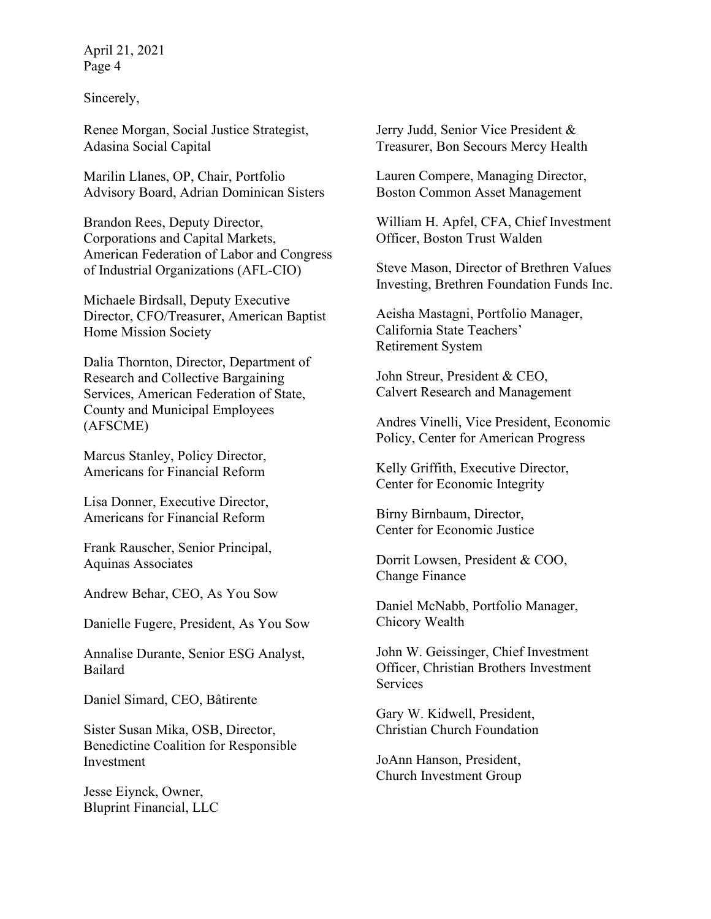Sincerely,

Renee Morgan, Social Justice Strategist, Adasina Social Capital

Marilin Llanes, OP, Chair, Portfolio Advisory Board, Adrian Dominican Sisters

Brandon Rees, Deputy Director, Corporations and Capital Markets, American Federation of Labor and Congress of Industrial Organizations (AFL-CIO)

Michaele Birdsall, Deputy Executive Director, CFO/Treasurer, American Baptist Home Mission Society

Dalia Thornton, Director, Department of Research and Collective Bargaining Services, American Federation of State, County and Municipal Employees (AFSCME)

Marcus Stanley, Policy Director, Americans for Financial Reform

Lisa Donner, Executive Director, Americans for Financial Reform

Frank Rauscher, Senior Principal, Aquinas Associates

Andrew Behar, CEO, As You Sow

Danielle Fugere, President, As You Sow

Annalise Durante, Senior ESG Analyst, Bailard

Daniel Simard, CEO, Bâtirente

Sister Susan Mika, OSB, Director, Benedictine Coalition for Responsible Investment

Jesse Eiynck, Owner, Bluprint Financial, LLC

Jerry Judd, Senior Vice President & Treasurer, Bon Secours Mercy Health

Lauren Compere, Managing Director, Boston Common Asset Management

William H. Apfel, CFA, Chief Investment Officer, Boston Trust Walden

Steve Mason, Director of Brethren Values Investing, Brethren Foundation Funds Inc.

Aeisha Mastagni, Portfolio Manager, California State Teachers' Retirement System

John Streur, President & CEO, Calvert Research and Management

Andres Vinelli, Vice President, Economic Policy, Center for American Progress

Kelly Griffith, Executive Director, Center for Economic Integrity

Birny Birnbaum, Director, Center for Economic Justice

Dorrit Lowsen, President & COO, Change Finance

Daniel McNabb, Portfolio Manager, Chicory Wealth

John W. Geissinger, Chief Investment Officer, Christian Brothers Investment Services

Gary W. Kidwell, President, Christian Church Foundation

JoAnn Hanson, President, Church Investment Group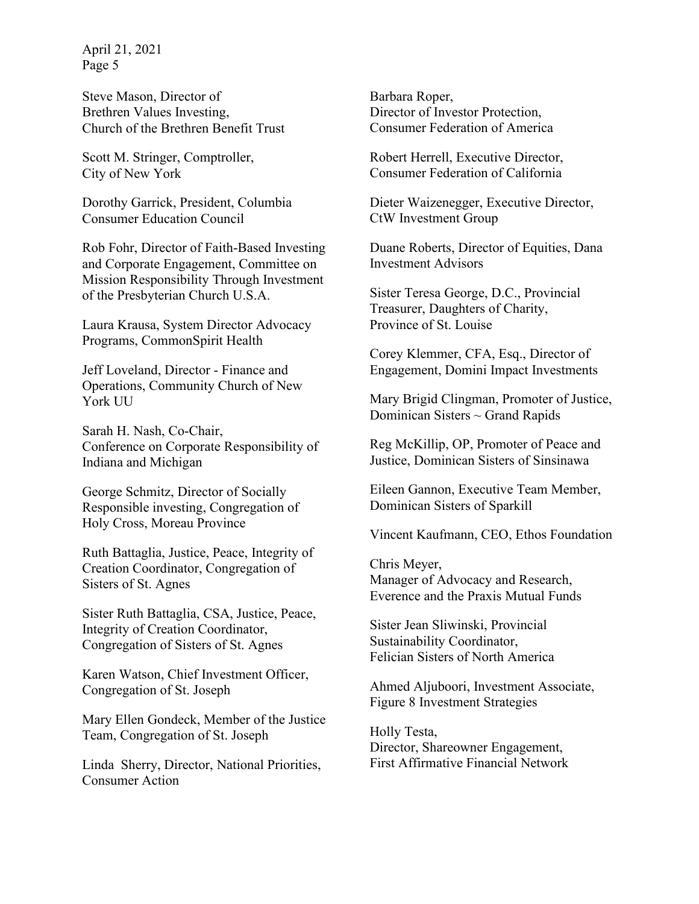Steve Mason, Director of
Brethren Values Investing,
Church of the Brethren Benefit Trust

Scott M. Stringer, Comptroller,
City of New York

Dorothy Garrick, President, Columbia
Consumer Education Council

Rob Fohr, Director of Faith-Based Investing
and Corporate Engagement, Committee on
Mission Responsibility Through Investment
of the Presbyterian Church U.S.A.

Laura Krausa, System Director Advocacy
Programs, CommonSpirit Health

Jeff Loveland, Director - Finance and
Operations, Community Church of New
York UU

Sarah H. Nash, Co-Chair,
Conference on Corporate Responsibility of
Indiana and Michigan

George Schmitz, Director of Socially
Responsible investing, Congregation of
Holy Cross, Moreau Province

Ruth Battaglia, Justice, Peace, Integrity of
Creation Coordinator, Congregation of
Sisters of St. Agnes

Sister Ruth Battaglia, CSA, Justice, Peace,
Integrity of Creation Coordinator,
Congregation of Sisters of St. Agnes

Karen Watson, Chief Investment Officer,
Congregation of St. Joseph

Mary Ellen Gondeck, Member of the Justice
Team, Congregation of St. Joseph

Linda Sherry, Director, National Priorities,
Consumer Action

Barbara Roper,
Director of Investor Protection,
Consumer Federation of America

Robert Herrell, Executive Director,
Consumer Federation of California

Dieter Waizenegger, Executive Director,
CtW Investment Group

Duane Roberts, Director of Equities, Dana
Investment Advisors

Sister Teresa George, D.C., Provincial
Treasurer, Daughters of Charity,
Province of St. Louise

Corey Klemmer, CFA, Esq., Director of
Engagement, Domini Impact Investments

Mary Brigid Clingman, Promoter of Justice,
Dominican Sisters ~ Grand Rapids

Reg McKillip, OP, Promoter of Peace and
Justice, Dominican Sisters of Sinsinawa

Eileen Gannon, Executive Team Member,
Dominican Sisters of Sparkill

Vincent Kaufmann, CEO, Ethos Foundation

Chris Meyer,
Manager of Advocacy and Research,
Everence and the Praxis Mutual Funds

Sister Jean Sliwinski, Provincial
Sustainability Coordinator,
Felician Sisters of North America

Ahmed Aljuboori, Investment Associate,
Figure 8 Investment Strategies

Holly Testa,
Director, Shareowner Engagement,
First Affirmative Financial Network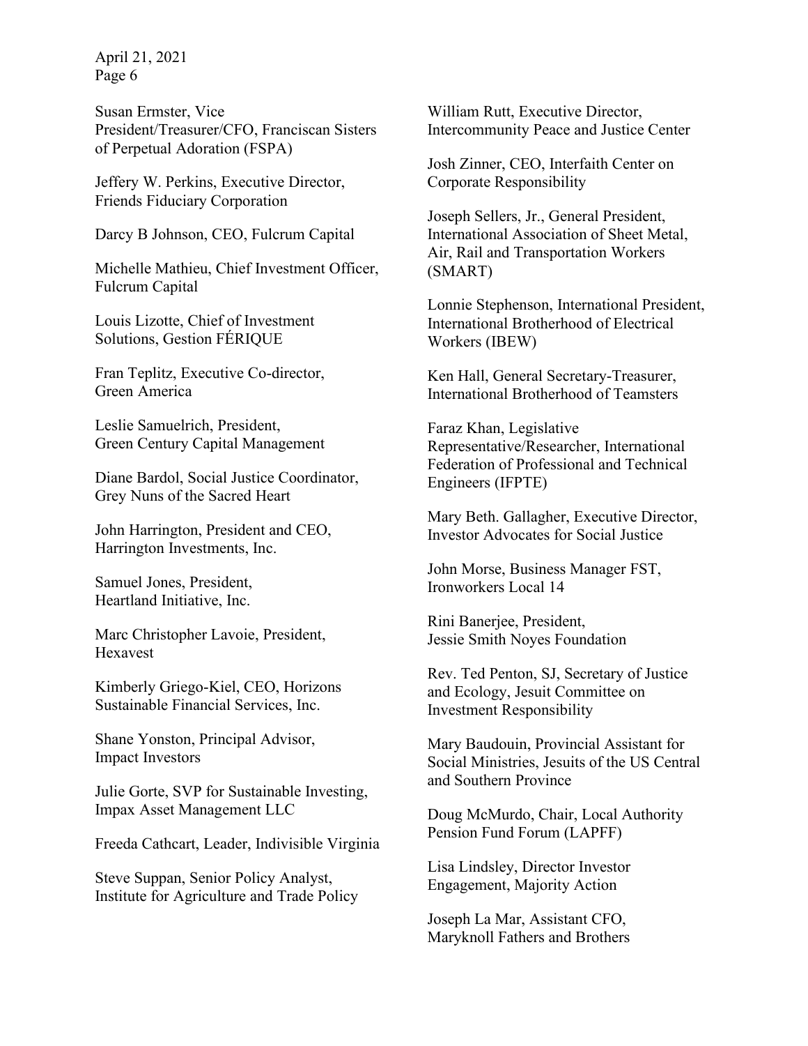Susan Ermster, Vice President/Treasurer/CFO, Franciscan Sisters of Perpetual Adoration (FSPA)

Jeffery W. Perkins, Executive Director, Friends Fiduciary Corporation

Darcy B Johnson, CEO, Fulcrum Capital

Michelle Mathieu, Chief Investment Officer, Fulcrum Capital

Louis Lizotte, Chief of Investment Solutions, Gestion FÉRIQUE

Fran Teplitz, Executive Co-director, Green America

Leslie Samuelrich, President, Green Century Capital Management

Diane Bardol, Social Justice Coordinator, Grey Nuns of the Sacred Heart

John Harrington, President and CEO, Harrington Investments, Inc.

Samuel Jones, President, Heartland Initiative, Inc.

Marc Christopher Lavoie, President, Hexavest

Kimberly Griego-Kiel, CEO, Horizons Sustainable Financial Services, Inc.

Shane Yonston, Principal Advisor, Impact Investors

Julie Gorte, SVP for Sustainable Investing, Impax Asset Management LLC

Freeda Cathcart, Leader, Indivisible Virginia

Steve Suppan, Senior Policy Analyst, Institute for Agriculture and Trade Policy

William Rutt, Executive Director, Intercommunity Peace and Justice Center

Josh Zinner, CEO, Interfaith Center on Corporate Responsibility

Joseph Sellers, Jr., General President, International Association of Sheet Metal, Air, Rail and Transportation Workers (SMART)

Lonnie Stephenson, International President, International Brotherhood of Electrical Workers (IBEW)

Ken Hall, General Secretary-Treasurer, International Brotherhood of Teamsters

Faraz Khan, Legislative Representative/Researcher, International Federation of Professional and Technical Engineers (IFPTE)

Mary Beth. Gallagher, Executive Director, Investor Advocates for Social Justice

John Morse, Business Manager FST, Ironworkers Local 14

Rini Banerjee, President, Jessie Smith Noyes Foundation

Rev. Ted Penton, SJ, Secretary of Justice and Ecology, Jesuit Committee on Investment Responsibility

Mary Baudouin, Provincial Assistant for Social Ministries, Jesuits of the US Central and Southern Province

Doug McMurdo, Chair, Local Authority Pension Fund Forum (LAPFF)

Lisa Lindsley, Director Investor Engagement, Majority Action

Joseph La Mar, Assistant CFO, Maryknoll Fathers and Brothers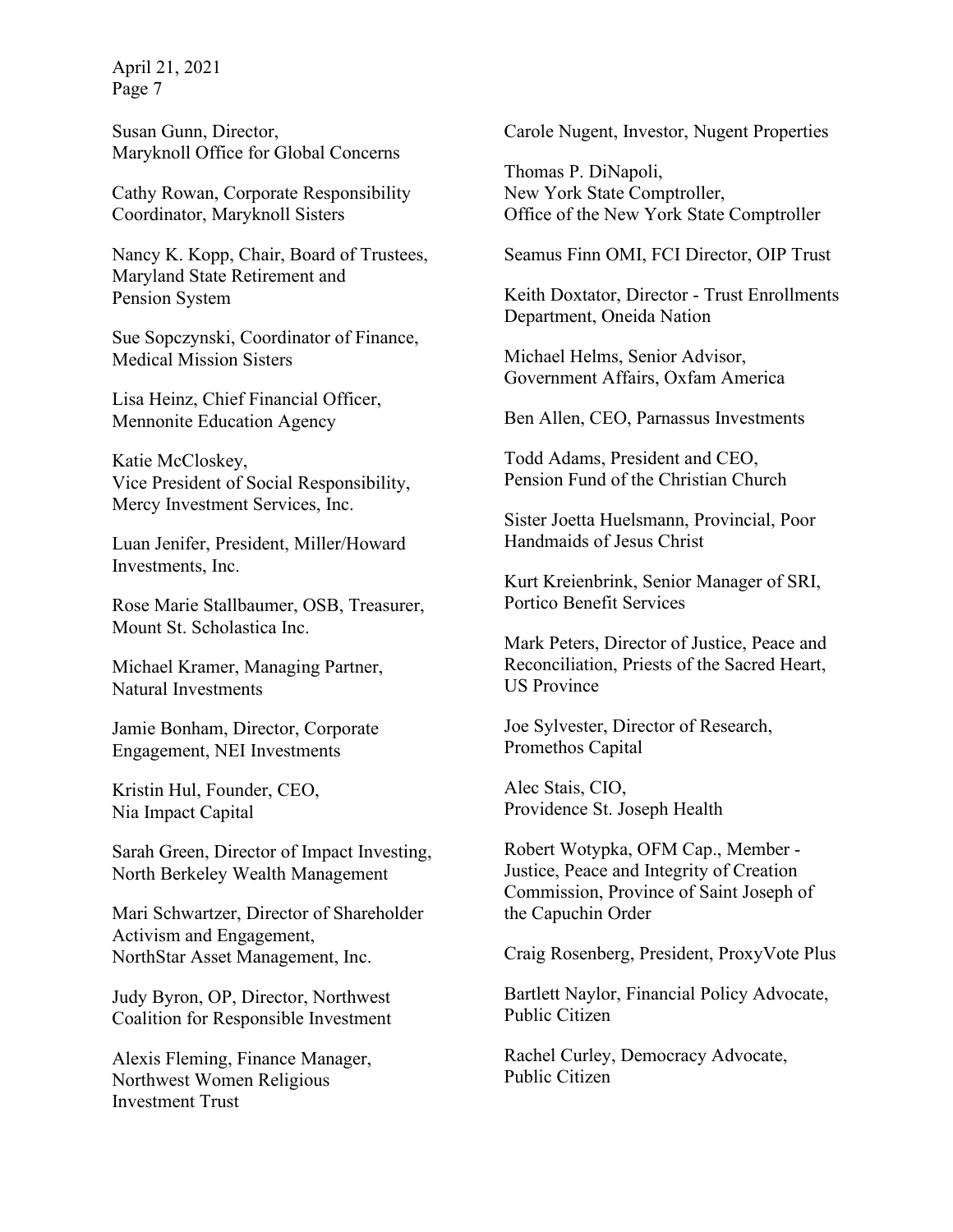Susan Gunn, Director,
Maryknoll Office for Global Concerns

Cathy Rowan, Corporate Responsibility Coordinator, Maryknoll Sisters

Nancy K. Kopp, Chair, Board of Trustees, Maryland State Retirement and Pension System

Sue Sopczynski, Coordinator of Finance, Medical Mission Sisters

Lisa Heinz, Chief Financial Officer, Mennonite Education Agency

Katie McCloskey,
Vice President of Social Responsibility, Mercy Investment Services, Inc.

Luan Jenifer, President, Miller/Howard Investments, Inc.

Rose Marie Stallbaumer, OSB, Treasurer, Mount St. Scholastica Inc.

Michael Kramer, Managing Partner, Natural Investments

Jamie Bonham, Director, Corporate Engagement, NEI Investments

Kristin Hul, Founder, CEO,
Nia Impact Capital

Sarah Green, Director of Impact Investing, North Berkeley Wealth Management

Mari Schwartzer, Director of Shareholder Activism and Engagement,
NorthStar Asset Management, Inc.

Judy Byron, OP, Director, Northwest Coalition for Responsible Investment

Alexis Fleming, Finance Manager, Northwest Women Religious Investment Trust

Carole Nugent, Investor, Nugent Properties

Thomas P. DiNapoli,
New York State Comptroller,
Office of the New York State Comptroller

Seamus Finn OMI, FCI Director, OIP Trust

Keith Doxtator, Director - Trust Enrollments Department, Oneida Nation

Michael Helms, Senior Advisor,
Government Affairs, Oxfam America

Ben Allen, CEO, Parnassus Investments

Todd Adams, President and CEO,
Pension Fund of the Christian Church

Sister Joetta Huelsmann, Provincial, Poor Handmaids of Jesus Christ

Kurt Kreienbrink, Senior Manager of SRI, Portico Benefit Services

Mark Peters, Director of Justice, Peace and Reconciliation, Priests of the Sacred Heart, US Province

Joe Sylvester, Director of Research, Promethos Capital

Alec Stais, CIO,
Providence St. Joseph Health

Robert Wotypka, OFM Cap., Member - Justice, Peace and Integrity of Creation Commission, Province of Saint Joseph of the Capuchin Order

Craig Rosenberg, President, ProxyVote Plus

Bartlett Naylor, Financial Policy Advocate, Public Citizen

Rachel Curley, Democracy Advocate, Public Citizen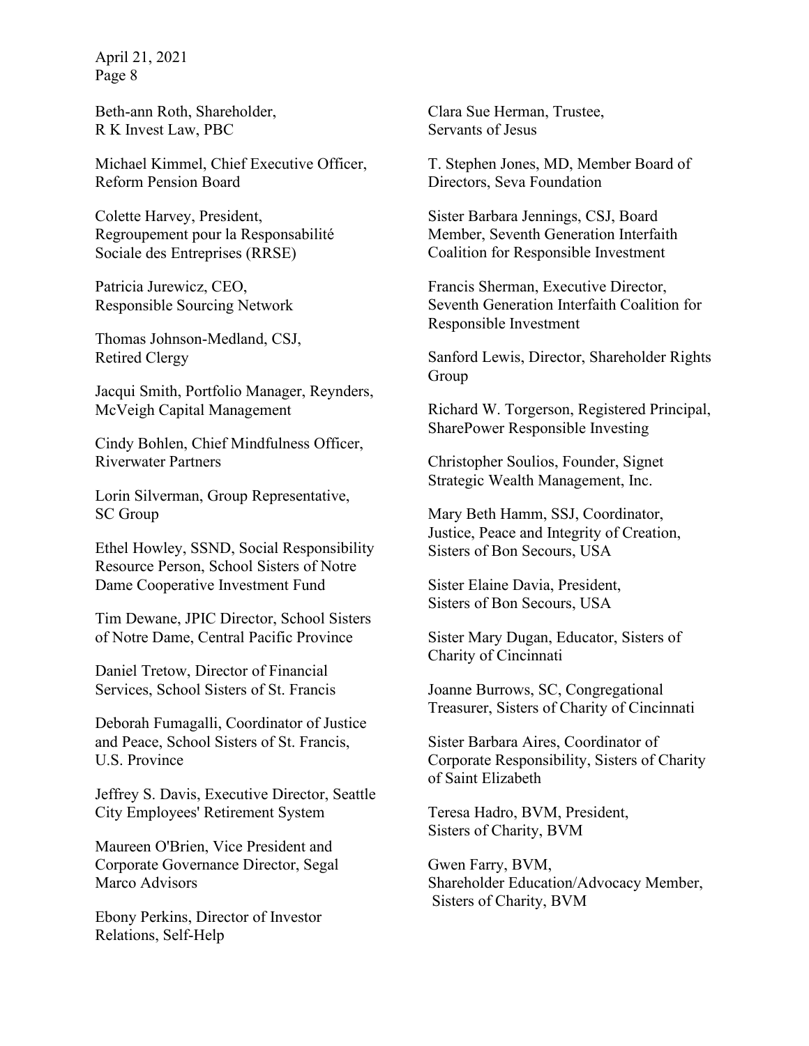Beth-ann Roth, Shareholder,
R K Invest Law, PBC

Michael Kimmel, Chief Executive Officer,
Reform Pension Board

Colette Harvey, President,
Regroupement pour la Responsabilité
Sociale des Entreprises (RRSE)

Patricia Jurewicz, CEO,
Responsible Sourcing Network

Thomas Johnson-Medland, CSJ,
Retired Clergy

Jacqui Smith, Portfolio Manager, Reynders,
McVeigh Capital Management

Cindy Bohlen, Chief Mindfulness Officer,
Riverwater Partners

Lorin Silverman, Group Representative,
SC Group

Ethel Howley, SSND, Social Responsibility
Resource Person, School Sisters of Notre
Dame Cooperative Investment Fund

Tim Dewane, JPIC Director, School Sisters
of Notre Dame, Central Pacific Province

Daniel Tretow, Director of Financial
Services, School Sisters of St. Francis

Deborah Fumagalli, Coordinator of Justice
and Peace, School Sisters of St. Francis,
U.S. Province

Jeffrey S. Davis, Executive Director, Seattle
City Employees' Retirement System

Maureen O'Brien, Vice President and
Corporate Governance Director, Segal
Marco Advisors

Ebony Perkins, Director of Investor
Relations, Self-Help

Clara Sue Herman, Trustee,
Servants of Jesus

T. Stephen Jones, MD, Member Board of
Directors, Seva Foundation

Sister Barbara Jennings, CSJ, Board
Member, Seventh Generation Interfaith
Coalition for Responsible Investment

Francis Sherman, Executive Director,
Seventh Generation Interfaith Coalition for
Responsible Investment

Sanford Lewis, Director, Shareholder Rights
Group

Richard W. Torgerson, Registered Principal,
SharePower Responsible Investing

Christopher Soulios, Founder, Signet
Strategic Wealth Management, Inc.

Mary Beth Hamm, SSJ, Coordinator,
Justice, Peace and Integrity of Creation,
Sisters of Bon Secours, USA

Sister Elaine Davia, President,
Sisters of Bon Secours, USA

Sister Mary Dugan, Educator, Sisters of
Charity of Cincinnati

Joanne Burrows, SC, Congregational
Treasurer, Sisters of Charity of Cincinnati

Sister Barbara Aires, Coordinator of
Corporate Responsibility, Sisters of Charity
of Saint Elizabeth

Teresa Hadro, BVM, President,
Sisters of Charity, BVM

Gwen Farry, BVM,
Shareholder Education/Advocacy Member,
Sisters of Charity, BVM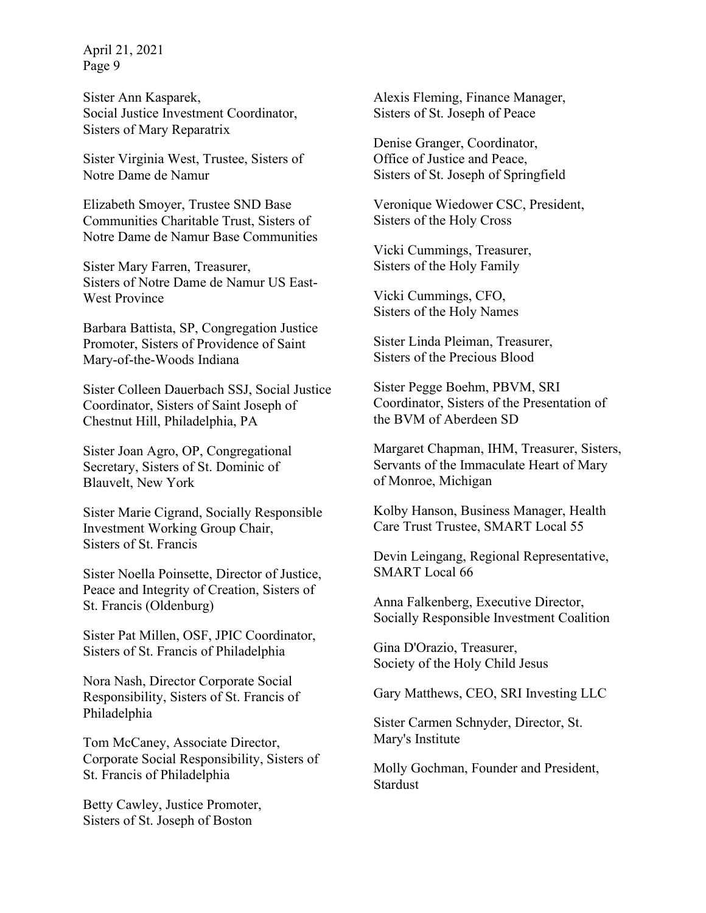Sister Ann Kasparek,
Social Justice Investment Coordinator,
Sisters of Mary Reparatrix

Sister Virginia West, Trustee, Sisters of Notre Dame de Namur

Elizabeth Smoyer, Trustee SND Base Communities Charitable Trust, Sisters of Notre Dame de Namur Base Communities

Sister Mary Farren, Treasurer,
Sisters of Notre Dame de Namur US East-West Province

Barbara Battista, SP, Congregation Justice Promoter, Sisters of Providence of Saint Mary-of-the-Woods Indiana

Sister Colleen Dauerbach SSJ, Social Justice Coordinator, Sisters of Saint Joseph of Chestnut Hill, Philadelphia, PA

Sister Joan Agro, OP, Congregational Secretary, Sisters of St. Dominic of Blauvelt, New York

Sister Marie Cigrand, Socially Responsible Investment Working Group Chair,
Sisters of St. Francis

Sister Noella Poinsette, Director of Justice, Peace and Integrity of Creation, Sisters of St. Francis (Oldenburg)

Sister Pat Millen, OSF, JPIC Coordinator, Sisters of St. Francis of Philadelphia

Nora Nash, Director Corporate Social Responsibility, Sisters of St. Francis of Philadelphia

Tom McCaney, Associate Director, Corporate Social Responsibility, Sisters of St. Francis of Philadelphia

Betty Cawley, Justice Promoter,
Sisters of St. Joseph of Boston

Alexis Fleming, Finance Manager,
Sisters of St. Joseph of Peace

Denise Granger, Coordinator,
Office of Justice and Peace,
Sisters of St. Joseph of Springfield

Veronique Wiedower CSC, President,
Sisters of the Holy Cross

Vicki Cummings, Treasurer,
Sisters of the Holy Family

Vicki Cummings, CFO,
Sisters of the Holy Names

Sister Linda Pleiman, Treasurer,
Sisters of the Precious Blood

Sister Pegge Boehm, PBVM, SRI Coordinator, Sisters of the Presentation of the BVM of Aberdeen SD

Margaret Chapman, IHM, Treasurer, Sisters, Servants of the Immaculate Heart of Mary of Monroe, Michigan

Kolby Hanson, Business Manager, Health Care Trust Trustee, SMART Local 55

Devin Leingang, Regional Representative, SMART Local 66

Anna Falkenberg, Executive Director, Socially Responsible Investment Coalition

Gina D'Orazio, Treasurer,
Society of the Holy Child Jesus

Gary Matthews, CEO, SRI Investing LLC

Sister Carmen Schnyder, Director, St. Mary's Institute

Molly Gochman, Founder and President, Stardust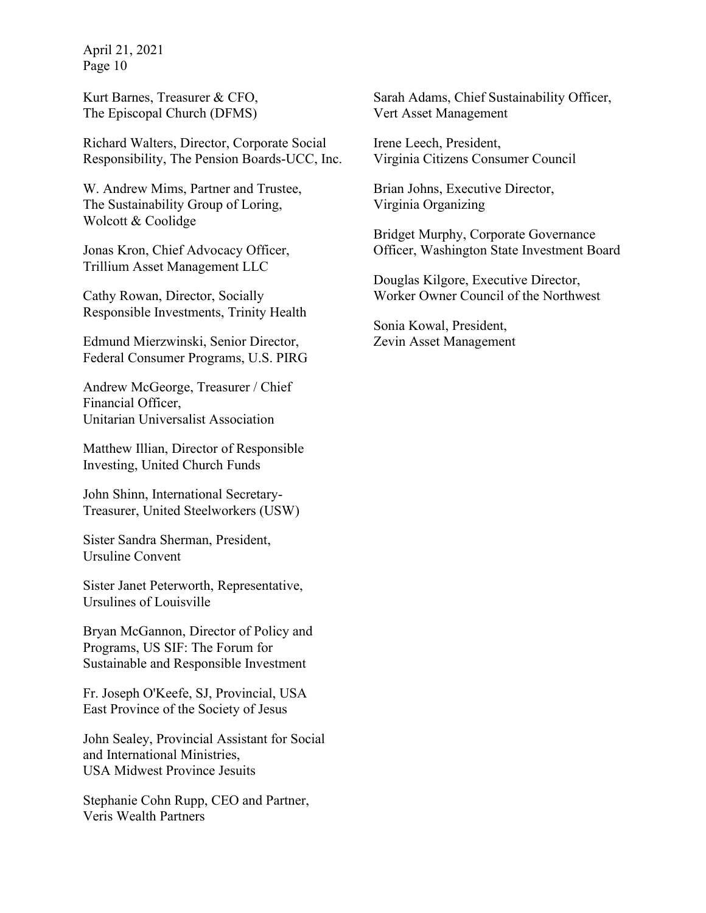Kurt Barnes, Treasurer & CFO,
The Episcopal Church (DFMS)

Richard Walters, Director, Corporate Social Responsibility, The Pension Boards-UCC, Inc.

W. Andrew Mims, Partner and Trustee, The Sustainability Group of Loring, Wolcott & Coolidge

Jonas Kron, Chief Advocacy Officer, Trillium Asset Management LLC

Cathy Rowan, Director, Socially Responsible Investments, Trinity Health

Edmund Mierzwinski, Senior Director, Federal Consumer Programs, U.S. PIRG

Andrew McGeorge, Treasurer / Chief Financial Officer,
Unitarian Universalist Association

Matthew Illian, Director of Responsible Investing, United Church Funds

John Shinn, International Secretary-Treasurer, United Steelworkers (USW)

Sister Sandra Sherman, President,
Ursuline Convent

Sister Janet Peterworth, Representative,
Ursulines of Louisville

Bryan McGannon, Director of Policy and Programs, US SIF: The Forum for Sustainable and Responsible Investment

Fr. Joseph O'Keefe, SJ, Provincial, USA East Province of the Society of Jesus

John Sealey, Provincial Assistant for Social and International Ministries,
USA Midwest Province Jesuits

Stephanie Cohn Rupp, CEO and Partner,
Veris Wealth Partners

Sarah Adams, Chief Sustainability Officer,
Vert Asset Management

Irene Leech, President,
Virginia Citizens Consumer Council

Brian Johns, Executive Director,
Virginia Organizing

Bridget Murphy, Corporate Governance Officer, Washington State Investment Board

Douglas Kilgore, Executive Director,
Worker Owner Council of the Northwest

Sonia Kowal, President,
Zevin Asset Management